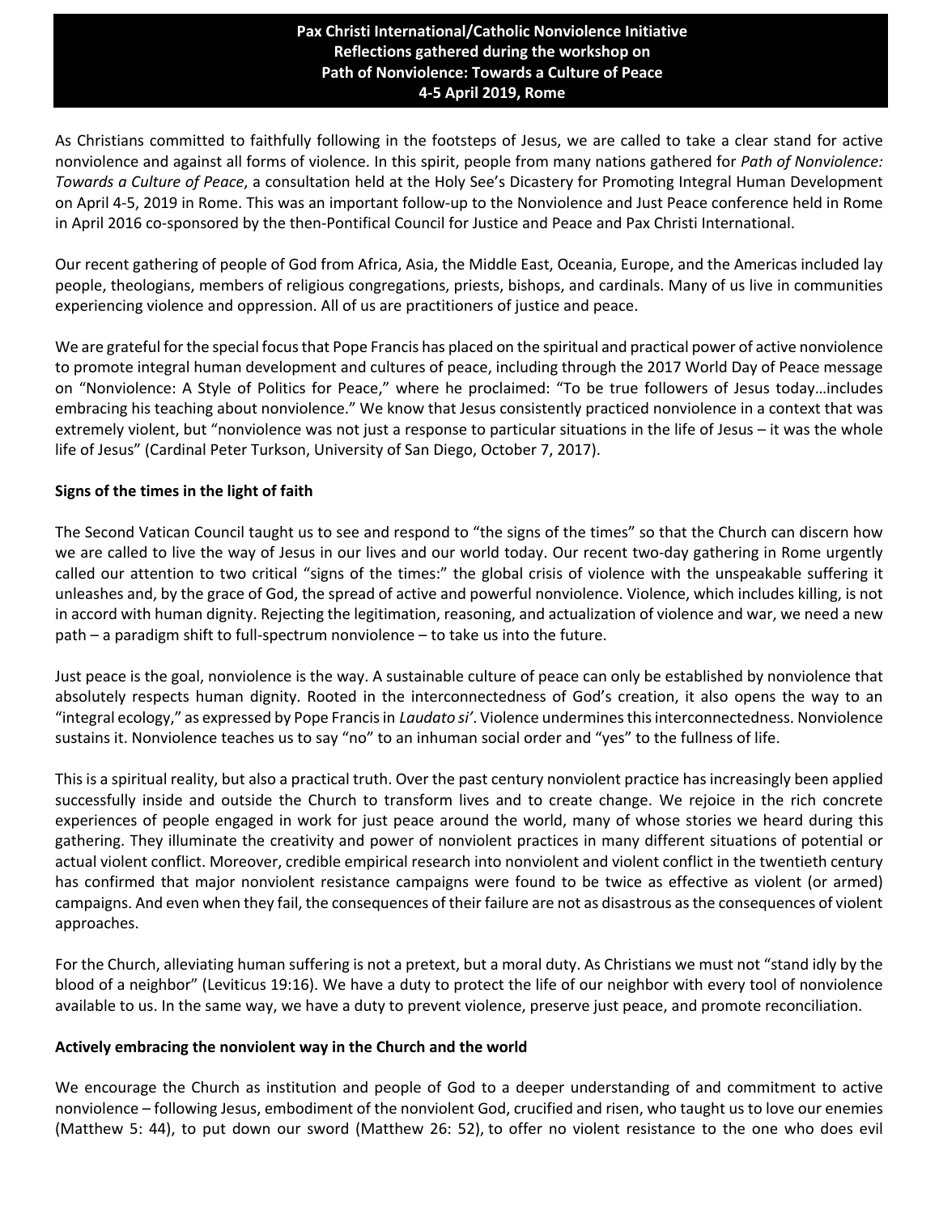**Pax Christi International/Catholic Nonviolence Initiative**
**Reflections gathered during the workshop on**
**Path of Nonviolence: Towards a Culture of Peace**
**4-5 April 2019, Rome**

As Christians committed to faithfully following in the footsteps of Jesus, we are called to take a clear stand for active nonviolence and against all forms of violence. In this spirit, people from many nations gathered for *Path of Nonviolence: Towards a Culture of Peace*, a consultation held at the Holy See's Dicastery for Promoting Integral Human Development on April 4-5, 2019 in Rome. This was an important follow-up to the Nonviolence and Just Peace conference held in Rome in April 2016 co-sponsored by the then-Pontifical Council for Justice and Peace and Pax Christi International.

Our recent gathering of people of God from Africa, Asia, the Middle East, Oceania, Europe, and the Americas included lay people, theologians, members of religious congregations, priests, bishops, and cardinals. Many of us live in communities experiencing violence and oppression. All of us are practitioners of justice and peace.

We are grateful for the special focus that Pope Francis has placed on the spiritual and practical power of active nonviolence to promote integral human development and cultures of peace, including through the 2017 World Day of Peace message on "Nonviolence: A Style of Politics for Peace," where he proclaimed: "To be true followers of Jesus today…includes embracing his teaching about nonviolence." We know that Jesus consistently practiced nonviolence in a context that was extremely violent, but "nonviolence was not just a response to particular situations in the life of Jesus – it was the whole life of Jesus" (Cardinal Peter Turkson, University of San Diego, October 7, 2017).

**Signs of the times in the light of faith**

The Second Vatican Council taught us to see and respond to "the signs of the times" so that the Church can discern how we are called to live the way of Jesus in our lives and our world today. Our recent two-day gathering in Rome urgently called our attention to two critical "signs of the times:" the global crisis of violence with the unspeakable suffering it unleashes and, by the grace of God, the spread of active and powerful nonviolence. Violence, which includes killing, is not in accord with human dignity. Rejecting the legitimation, reasoning, and actualization of violence and war, we need a new path – a paradigm shift to full-spectrum nonviolence – to take us into the future.

Just peace is the goal, nonviolence is the way. A sustainable culture of peace can only be established by nonviolence that absolutely respects human dignity. Rooted in the interconnectedness of God's creation, it also opens the way to an "integral ecology," as expressed by Pope Francis in *Laudato si'*. Violence undermines this interconnectedness. Nonviolence sustains it. Nonviolence teaches us to say "no" to an inhuman social order and "yes" to the fullness of life.

This is a spiritual reality, but also a practical truth. Over the past century nonviolent practice has increasingly been applied successfully inside and outside the Church to transform lives and to create change. We rejoice in the rich concrete experiences of people engaged in work for just peace around the world, many of whose stories we heard during this gathering. They illuminate the creativity and power of nonviolent practices in many different situations of potential or actual violent conflict. Moreover, credible empirical research into nonviolent and violent conflict in the twentieth century has confirmed that major nonviolent resistance campaigns were found to be twice as effective as violent (or armed) campaigns. And even when they fail, the consequences of their failure are not as disastrous as the consequences of violent approaches.

For the Church, alleviating human suffering is not a pretext, but a moral duty. As Christians we must not "stand idly by the blood of a neighbor" (Leviticus 19:16). We have a duty to protect the life of our neighbor with every tool of nonviolence available to us. In the same way, we have a duty to prevent violence, preserve just peace, and promote reconciliation.

**Actively embracing the nonviolent way in the Church and the world**

We encourage the Church as institution and people of God to a deeper understanding of and commitment to active nonviolence – following Jesus, embodiment of the nonviolent God, crucified and risen, who taught us to love our enemies (Matthew 5: 44), to put down our sword (Matthew 26: 52), to offer no violent resistance to the one who does evil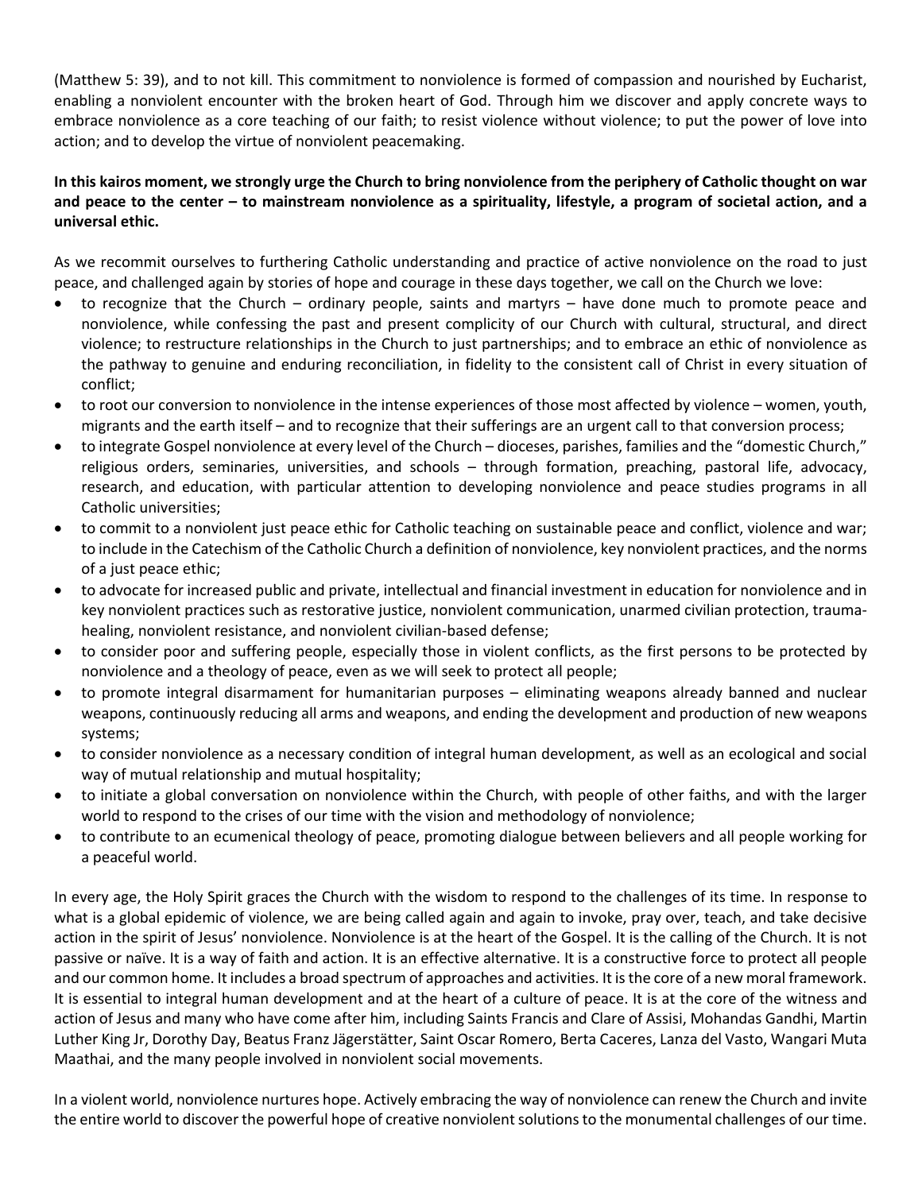(Matthew 5: 39), and to not kill. This commitment to nonviolence is formed of compassion and nourished by Eucharist, enabling a nonviolent encounter with the broken heart of God. Through him we discover and apply concrete ways to embrace nonviolence as a core teaching of our faith; to resist violence without violence; to put the power of love into action; and to develop the virtue of nonviolent peacemaking.

**In this kairos moment, we strongly urge the Church to bring nonviolence from the periphery of Catholic thought on war and peace to the center – to mainstream nonviolence as a spirituality, lifestyle, a program of societal action, and a universal ethic.**

As we recommit ourselves to furthering Catholic understanding and practice of active nonviolence on the road to just peace, and challenged again by stories of hope and courage in these days together, we call on the Church we love:

- to recognize that the Church – ordinary people, saints and martyrs – have done much to promote peace and nonviolence, while confessing the past and present complicity of our Church with cultural, structural, and direct violence; to restructure relationships in the Church to just partnerships; and to embrace an ethic of nonviolence as the pathway to genuine and enduring reconciliation, in fidelity to the consistent call of Christ in every situation of conflict;
- to root our conversion to nonviolence in the intense experiences of those most affected by violence – women, youth, migrants and the earth itself – and to recognize that their sufferings are an urgent call to that conversion process;
- to integrate Gospel nonviolence at every level of the Church – dioceses, parishes, families and the "domestic Church," religious orders, seminaries, universities, and schools – through formation, preaching, pastoral life, advocacy, research, and education, with particular attention to developing nonviolence and peace studies programs in all Catholic universities;
- to commit to a nonviolent just peace ethic for Catholic teaching on sustainable peace and conflict, violence and war; to include in the Catechism of the Catholic Church a definition of nonviolence, key nonviolent practices, and the norms of a just peace ethic;
- to advocate for increased public and private, intellectual and financial investment in education for nonviolence and in key nonviolent practices such as restorative justice, nonviolent communication, unarmed civilian protection, trauma-healing, nonviolent resistance, and nonviolent civilian-based defense;
- to consider poor and suffering people, especially those in violent conflicts, as the first persons to be protected by nonviolence and a theology of peace, even as we will seek to protect all people;
- to promote integral disarmament for humanitarian purposes – eliminating weapons already banned and nuclear weapons, continuously reducing all arms and weapons, and ending the development and production of new weapons systems;
- to consider nonviolence as a necessary condition of integral human development, as well as an ecological and social way of mutual relationship and mutual hospitality;
- to initiate a global conversation on nonviolence within the Church, with people of other faiths, and with the larger world to respond to the crises of our time with the vision and methodology of nonviolence;
- to contribute to an ecumenical theology of peace, promoting dialogue between believers and all people working for a peaceful world.

In every age, the Holy Spirit graces the Church with the wisdom to respond to the challenges of its time. In response to what is a global epidemic of violence, we are being called again and again to invoke, pray over, teach, and take decisive action in the spirit of Jesus' nonviolence. Nonviolence is at the heart of the Gospel. It is the calling of the Church. It is not passive or naïve. It is a way of faith and action. It is an effective alternative. It is a constructive force to protect all people and our common home. It includes a broad spectrum of approaches and activities. It is the core of a new moral framework. It is essential to integral human development and at the heart of a culture of peace. It is at the core of the witness and action of Jesus and many who have come after him, including Saints Francis and Clare of Assisi, Mohandas Gandhi, Martin Luther King Jr, Dorothy Day, Beatus Franz Jägerstätter, Saint Oscar Romero, Berta Caceres, Lanza del Vasto, Wangari Muta Maathai, and the many people involved in nonviolent social movements.

In a violent world, nonviolence nurtures hope. Actively embracing the way of nonviolence can renew the Church and invite the entire world to discover the powerful hope of creative nonviolent solutions to the monumental challenges of our time.